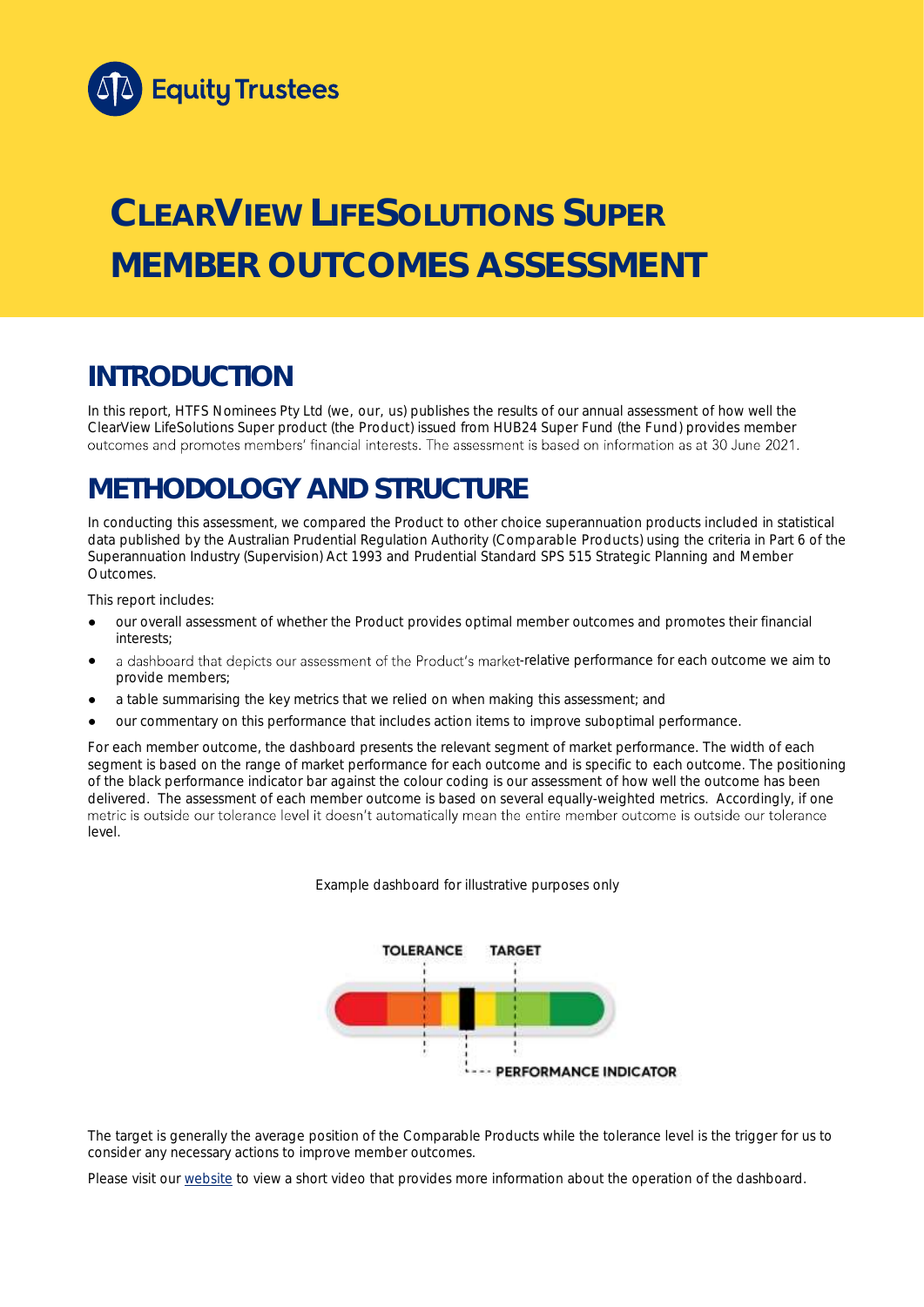Equity Trustees

# CLEARVIEW LIFESOLUTIONS SUPER MEMBER OUTCOMES ASSESSMENT

## INTRODUCTION

In this report, HTFS Nominees Pty Ltd (we, our, us) publishes the results of our annual assessment of how well the ClearView LifeSolutions Super product (the Product) issued from HUB24 Super Fund (the Fund) provides member outcomes and promotes members' financial interests. The assessment is based on information as at 30 June 2021.

## METHODOLOGY AND STRUCTURE

In conducting this assessment, we compared the Product to other choice superannuation products included in statistical data published by the Australian Prudential Regulation Authority (Comparable Products) using the criteria in Part 6 of the Superannuation Industry (Supervision) Act 1993 and Prudential Standard SPS 515 Strategic Planning and Member Outcomes.

This report includes:

- our overall assessment of whether the Product provides optimal member outcomes and promotes their financial interests;
- a dashboard that depicts our assessment of the Product's market-relative performance for each outcome we aim to provide members;
- a table summarising the key metrics that we relied on when making this assessment; and
- our commentary on this performance that includes action items to improve suboptimal performance.

For each member outcome, the dashboard presents the relevant segment of market performance. The width of each segment is based on the range of market performance for each outcome and is specific to each outcome. The positioning of the black performance indicator bar against the colour coding is our assessment of how well the outcome has been delivered. The assessment of each member outcome is based on several equally-weighted metrics. Accordingly, if one metric is outside our tolerance level it doesn't automatically mean the entire member outcome is outside our tolerance level.

Example dashboard for illustrative purposes only

TOLERANCE

TARGET

PERFORMANCE INDICATOR

The target is generally the average position of the Comparable Products while the tolerance level is the trigger for us to consider any necessary actions to improve member outcomes.

Please visit our website to view a short video that provides more information about the operation of the dashboard.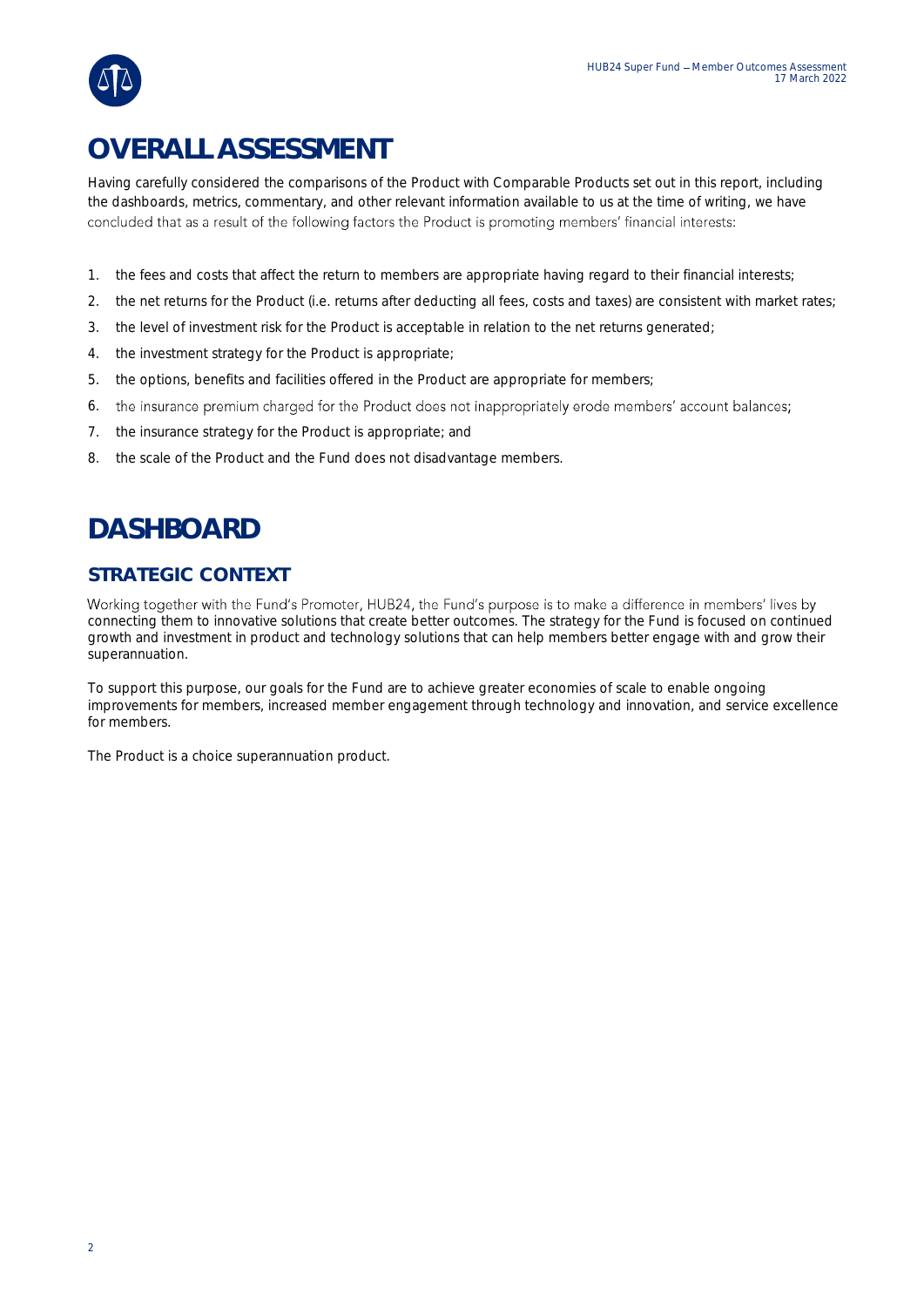# OVERALL ASSESSMENT

Having carefully considered the comparisons of the Product with Comparable Products set out in this report, including the dashboards, metrics, commentary, and other relevant information available to us at the time of writing, we have concluded that as a result of the following factors the Product is promoting members' financial interests:

1. the fees and costs that affect the return to members are appropriate having regard to their financial interests;
2. the net returns for the Product (i.e. returns after deducting all fees, costs and taxes) are consistent with market rates;
3. the level of investment risk for the Product is acceptable in relation to the net returns generated;
4. the investment strategy for the Product is appropriate;
5. the options, benefits and facilities offered in the Product are appropriate for members;
6. the insurance premium charged for the Product does not inappropriately erode members' account balances;
7. the insurance strategy for the Product is appropriate; and
8. the scale of the Product and the Fund does not disadvantage members.

# DASHBOARD

## STRATEGIC CONTEXT

Working together with the Fund's Promoter, HUB24, the Fund's purpose is to make a difference in members' lives by connecting them to innovative solutions that create better outcomes. The strategy for the Fund is focused on continued growth and investment in product and technology solutions that can help members better engage with and grow their superannuation.

To support this purpose, our goals for the Fund are to achieve greater economies of scale to enable ongoing improvements for members, increased member engagement through technology and innovation, and service excellence for members.

The Product is a choice superannuation product.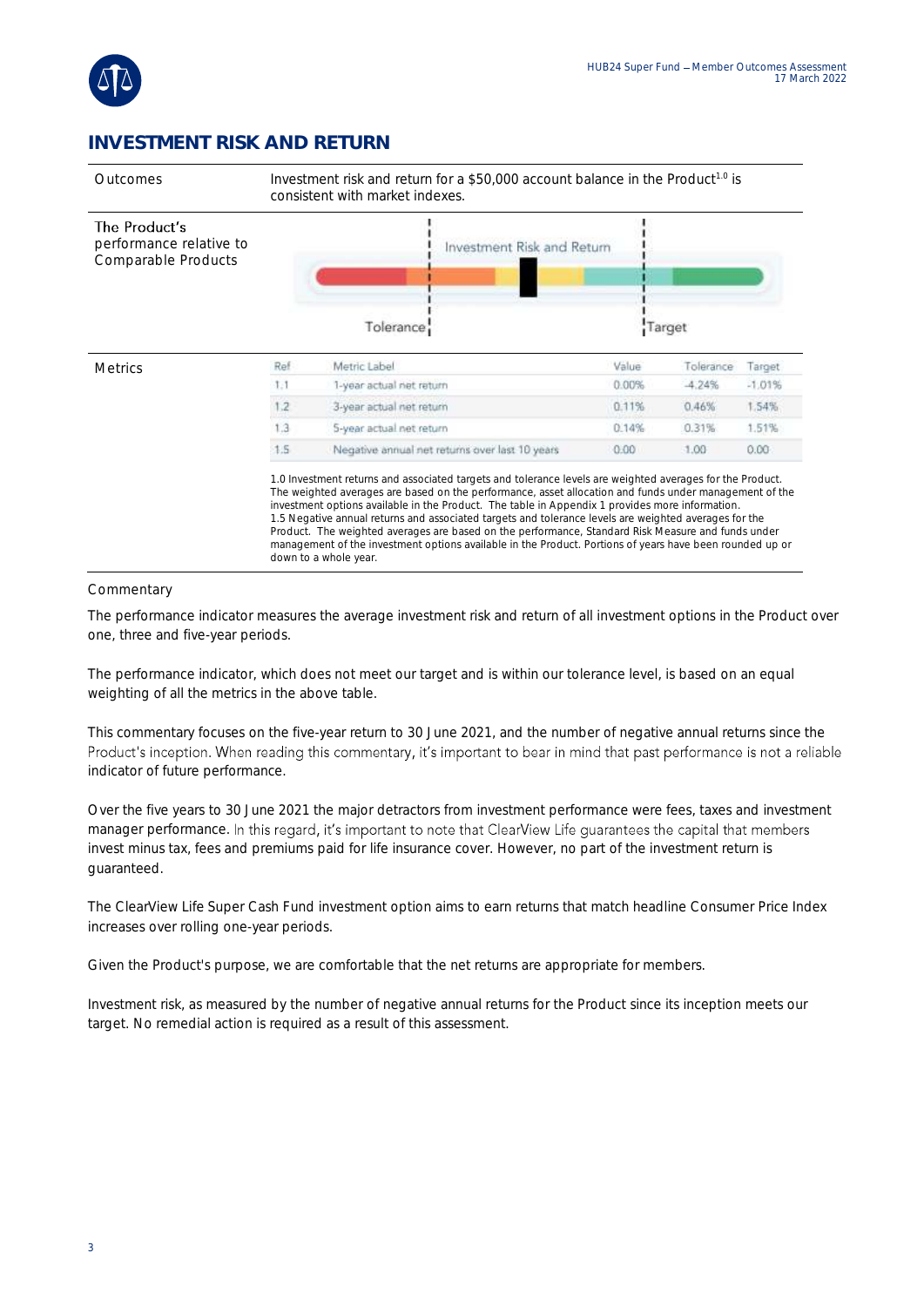## INVESTMENT RISK AND RETURN

| | |
|---|---|
| Outcomes | Investment risk and return for a $50,000 account balance in the Product[1.0] is consistent with market indexes. |
| The Product's performance relative to Comparable Products | Investment Risk and Return<br>Tolerance<br>Target |

Metrics

| Ref | Metric Label | Value | Tolerance | Target |
|---|---|---|---|---|
| 1.1 | 1-year actual net return | 0.00% | -4.24% | -1.01% |
| 1.2 | 3-year actual net return | 0.11% | 0.46% | 1.54% |
| 1.3 | 5-year actual net return | 0.14% | 0.31% | 1.51% |
| 1.5 | Negative annual net returns over last 10 years | 0.00 | 1.00 | 0.00 |

1.0 Investment returns and associated targets and tolerance levels are weighted averages for the Product. The weighted averages are based on the performance, asset allocation and funds under management of the investment options available in the Product. The table in Appendix 1 provides more information.
1.5 Negative annual returns and associated targets and tolerance levels are weighted averages for the Product. The weighted averages are based on the performance, Standard Risk Measure and funds under management of the investment options available in the Product. Portions of years have been rounded up or down to a whole year.

### Commentary

The performance indicator measures the average investment risk and return of all investment options in the Product over one, three and five-year periods.

The performance indicator, which does not meet our target and is within our tolerance level, is based on an equal weighting of all the metrics in the above table.

This commentary focuses on the five-year return to 30 June 2021, and the number of negative annual returns since the Product's inception. When reading this commentary, it's important to bear in mind that past performance is not a reliable indicator of future performance.

Over the five years to 30 June 2021 the major detractors from investment performance were fees, taxes and investment manager performance. In this regard, it's important to note that ClearView Life guarantees the capital that members invest minus tax, fees and premiums paid for life insurance cover. However, no part of the investment return is guaranteed.

The ClearView Life Super Cash Fund investment option aims to earn returns that match headline Consumer Price Index increases over rolling one-year periods.

Given the Product's purpose, we are comfortable that the net returns are appropriate for members.

Investment risk, as measured by the number of negative annual returns for the Product since its inception meets our target. No remedial action is required as a result of this assessment.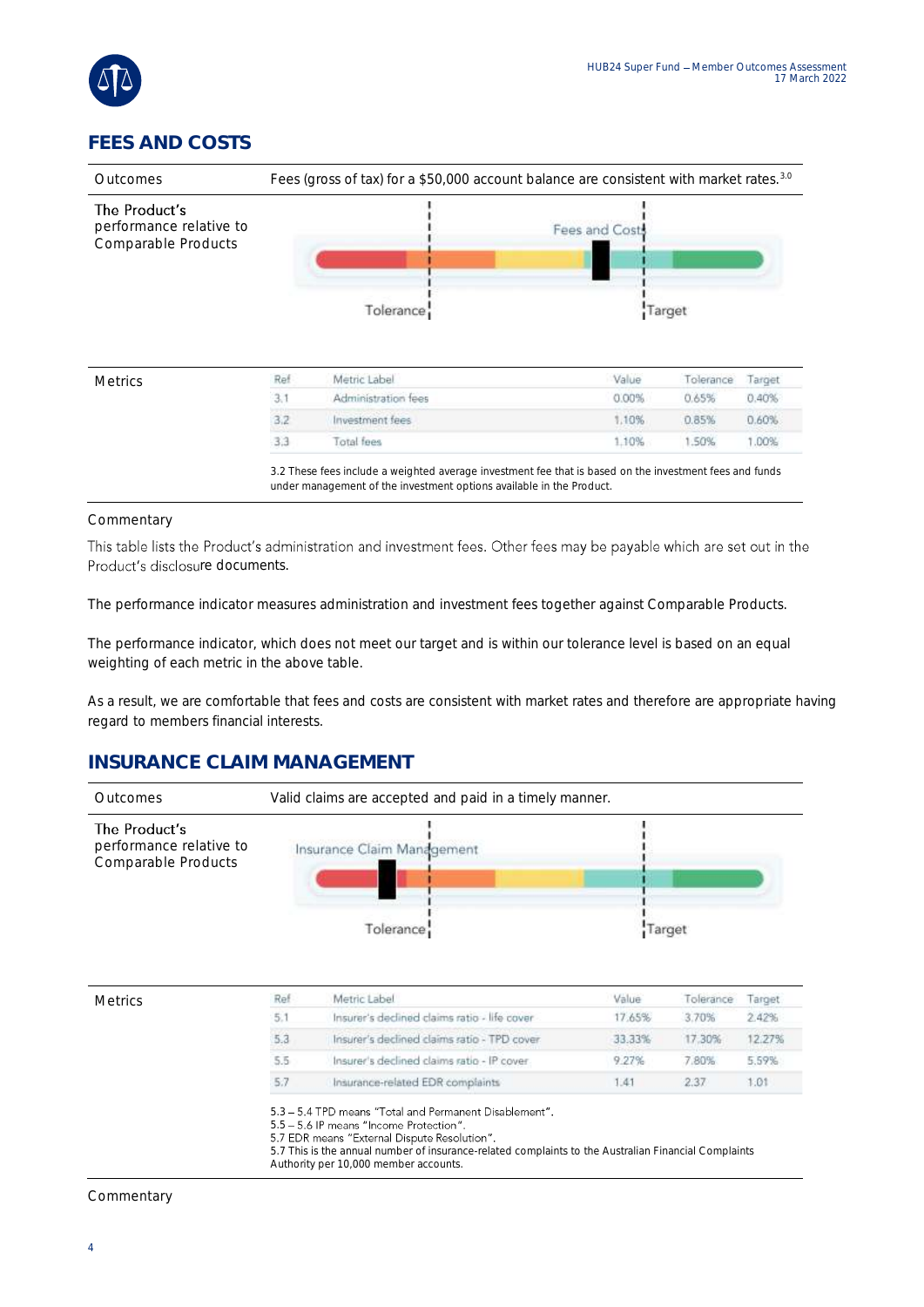## FEES AND COSTS

| | |
|---|---|
| Outcomes | Fees (gross of tax) for a $50,000 account balance are consistent with market rates.[3.0] |
| The Product's performance relative to Comparable Products | Fees and Costs<br>Tolerance<br>Target |

Metrics

| Ref | Metric Label | Value | Tolerance | Target |
|---|---|---|---|---|
| 3.1 | Administration fees | 0.00% | 0.65% | 0.40% |
| 3.2 | Investment fees | 1.10% | 0.85% | 0.60% |
| 3.3 | Total fees | 1.10% | 1.50% | 1.00% |

3.2 These fees include a weighted average investment fee that is based on the investment fees and funds under management of the investment options available in the Product.

Commentary

This table lists the Product's administration and investment fees. Other fees may be payable which are set out in the Product's disclosure documents.

The performance indicator measures administration and investment fees together against Comparable Products.

The performance indicator, which does not meet our target and is within our tolerance level is based on an equal weighting of each metric in the above table.

As a result, we are comfortable that fees and costs are consistent with market rates and therefore are appropriate having regard to members financial interests.

## INSURANCE CLAIM MANAGEMENT

| | |
|---|---|
| Outcomes | Valid claims are accepted and paid in a timely manner. |
| The Product's performance relative to Comparable Products | Insurance Claim Management<br>Tolerance<br>Target |

Metrics

| Ref | Metric Label | Value | Tolerance | Target |
|---|---|---|---|---|
| 5.1 | Insurer's declined claims ratio - life cover | 17.65% | 3.70% | 2.42% |
| 5.3 | Insurer's declined claims ratio - TPD cover | 33.33% | 17.30% | 12.27% |
| 5.5 | Insurer's declined claims ratio - IP cover | 9.27% | 7.80% | 5.59% |
| 5.7 | Insurance-related EDR complaints | 1.41 | 2.37 | 1.01 |

5.3 – 5.4 TPD means "Total and Permanent Disablement".
5.5 – 5.6 IP means "Income Protection".
5.7 EDR means "External Dispute Resolution".
5.7 This is the annual number of insurance-related complaints to the Australian Financial Complaints Authority per 10,000 member accounts.

Commentary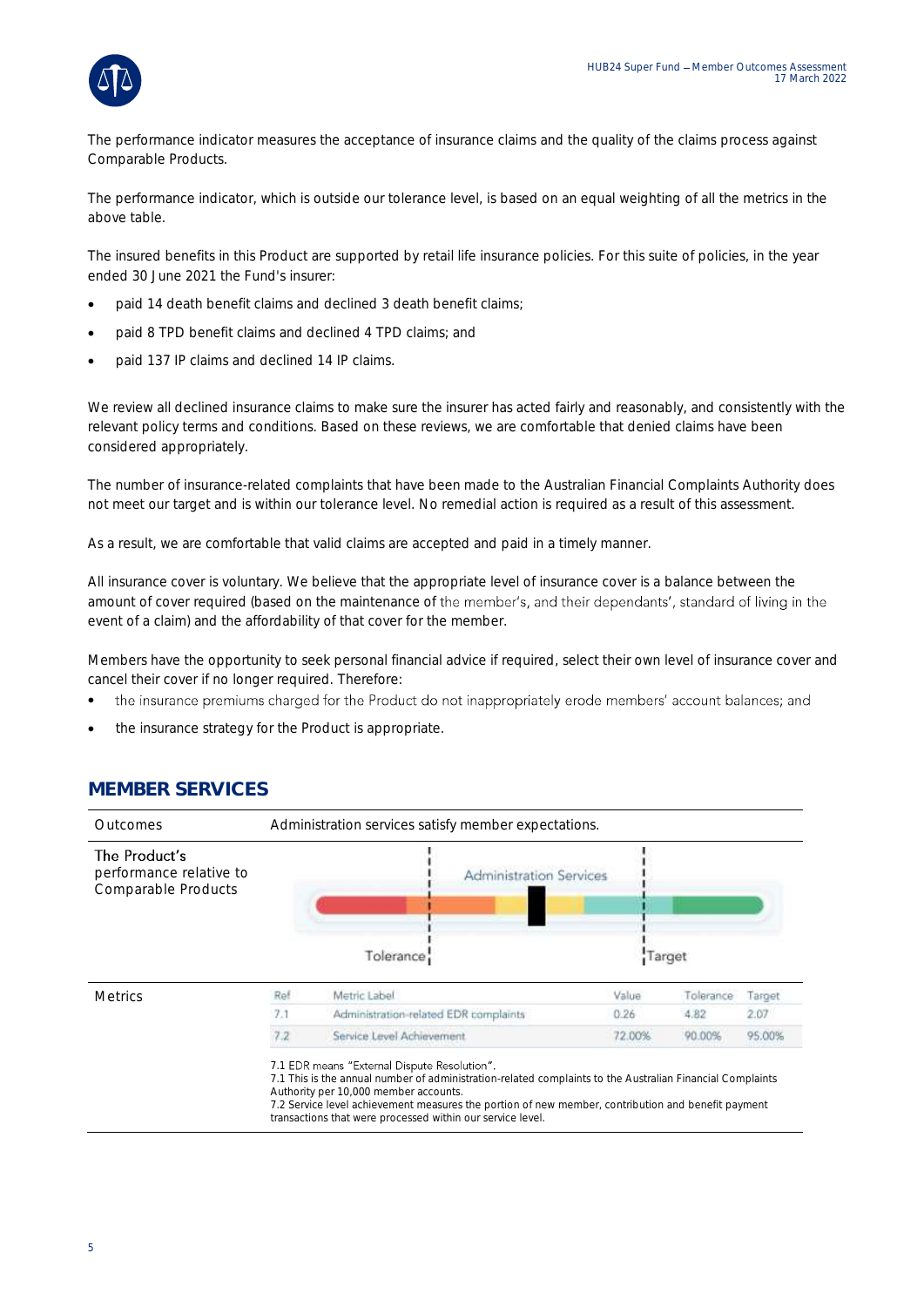The performance indicator measures the acceptance of insurance claims and the quality of the claims process against Comparable Products.

The performance indicator, which is outside our tolerance level, is based on an equal weighting of all the metrics in the above table.

The insured benefits in this Product are supported by retail life insurance policies. For this suite of policies, in the year ended 30 June 2021 the Fund's insurer:

- paid 14 death benefit claims and declined 3 death benefit claims;
- paid 8 TPD benefit claims and declined 4 TPD claims; and
- paid 137 IP claims and declined 14 IP claims.

We review all declined insurance claims to make sure the insurer has acted fairly and reasonably, and consistently with the relevant policy terms and conditions. Based on these reviews, we are comfortable that denied claims have been considered appropriately.

The number of insurance-related complaints that have been made to the Australian Financial Complaints Authority does not meet our target and is within our tolerance level. No remedial action is required as a result of this assessment.

As a result, we are comfortable that valid claims are accepted and paid in a timely manner.

All insurance cover is voluntary. We believe that the appropriate level of insurance cover is a balance between the amount of cover required (based on the maintenance of the member's, and their dependants', standard of living in the event of a claim) and the affordability of that cover for the member.

Members have the opportunity to seek personal financial advice if required, select their own level of insurance cover and cancel their cover if no longer required. Therefore:

- the insurance premiums charged for the Product do not inappropriately erode members' account balances; and
- the insurance strategy for the Product is appropriate.

## MEMBER SERVICES

**Outcomes:** Administration services satisfy member expectations.

**The Product's performance relative to Comparable Products**

Administration Services

Tolerance

Target

**Metrics**

| Ref | Metric Label | Value | Tolerance | Target |
|---|---|---|---|---|
| 7.1 | Administration-related EDR complaints | 0.26 | 4.82 | 2.07 |
| 7.2 | Service Level Achievement | 72.00% | 90.00% | 95.00% |

7.1 EDR means "External Dispute Resolution".
7.1 This is the annual number of administration-related complaints to the Australian Financial Complaints Authority per 10,000 member accounts.
7.2 Service level achievement measures the portion of new member, contribution and benefit payment transactions that were processed within our service level.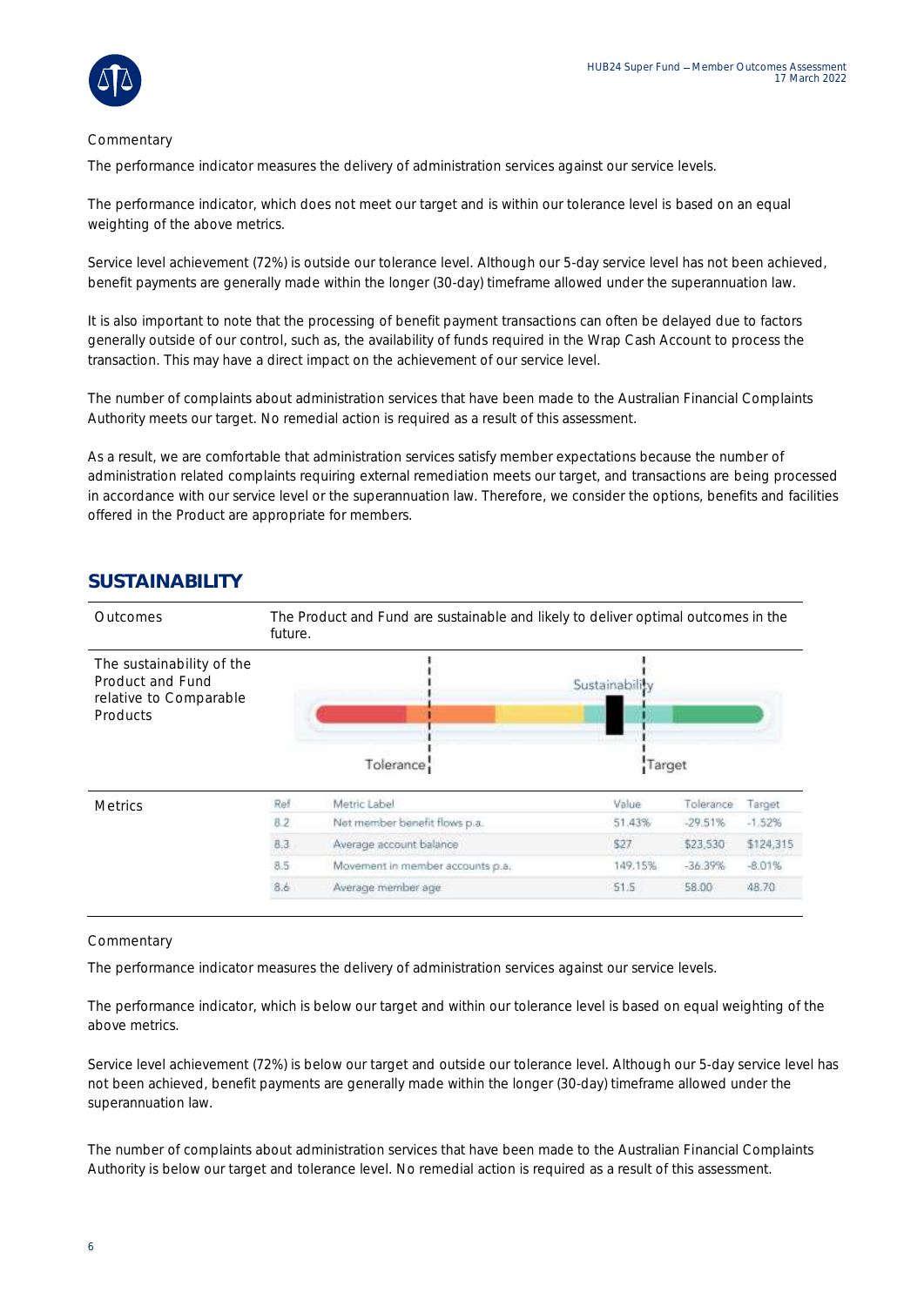Commentary

The performance indicator measures the delivery of administration services against our service levels.

The performance indicator, which does not meet our target and is within our tolerance level is based on an equal weighting of the above metrics.

Service level achievement (72%) is outside our tolerance level. Although our 5-day service level has not been achieved, benefit payments are generally made within the longer (30-day) timeframe allowed under the superannuation law.

It is also important to note that the processing of benefit payment transactions can often be delayed due to factors generally outside of our control, such as, the availability of funds required in the Wrap Cash Account to process the transaction. This may have a direct impact on the achievement of our service level.

The number of complaints about administration services that have been made to the Australian Financial Complaints Authority meets our target. No remedial action is required as a result of this assessment.

As a result, we are comfortable that administration services satisfy member expectations because the number of administration related complaints requiring external remediation meets our target, and transactions are being processed in accordance with our service level or the superannuation law. Therefore, we consider the options, benefits and facilities offered in the Product are appropriate for members.

## SUSTAINABILITY

| | |
|---|---|
| Outcomes | The Product and Fund are sustainable and likely to deliver optimal outcomes in the future. |
| The sustainability of the Product and Fund relative to Comparable Products | Sustainability<br>Tolerance<br>Target |

Metrics

| Ref | Metric Label | Value | Tolerance | Target |
|---|---|---|---|---|
| 8.2 | Net member benefit flows p.a. | 51.43% | -29.51% | -1.52% |
| 8.3 | Average account balance | $27 | $23,530 | $124,315 |
| 8.5 | Movement in member accounts p.a. | 149.15% | -36.39% | -8.01% |
| 8.6 | Average member age | 51.5 | 58.00 | 48.70 |

Commentary

The performance indicator measures the delivery of administration services against our service levels.

The performance indicator, which is below our target and within our tolerance level is based on equal weighting of the above metrics.

Service level achievement (72%) is below our target and outside our tolerance level. Although our 5-day service level has not been achieved, benefit payments are generally made within the longer (30-day) timeframe allowed under the superannuation law.

The number of complaints about administration services that have been made to the Australian Financial Complaints Authority is below our target and tolerance level. No remedial action is required as a result of this assessment.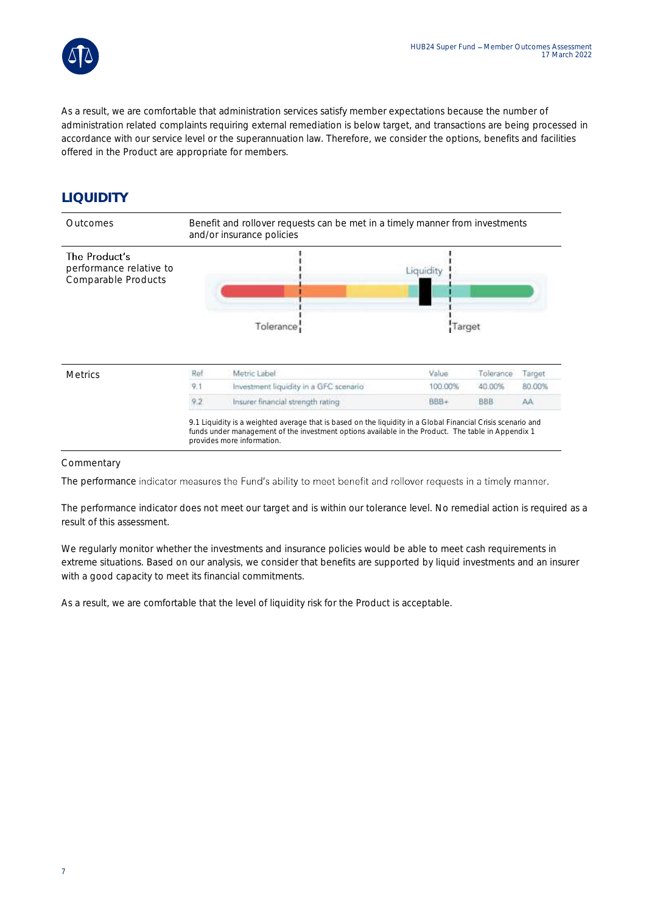As a result, we are comfortable that administration services satisfy member expectations because the number of administration related complaints requiring external remediation is below target, and transactions are being processed in accordance with our service level or the superannuation law. Therefore, we consider the options, benefits and facilities offered in the Product are appropriate for members.

## LIQUIDITY

| | |
|---|---|
| Outcomes | Benefit and rollover requests can be met in a timely manner from investments and/or insurance policies |
| The Product's performance relative to Comparable Products | Liquidity<br>Tolerance<br>Target |

**Metrics**

| Ref | Metric Label | Value | Tolerance | Target |
|---|---|---|---|---|
| 9.1 | Investment liquidity in a GFC scenario | 100.00% | 40.00% | 80.00% |
| 9.2 | Insurer financial strength rating | BBB+ | BBB | AA |

9.1 Liquidity is a weighted average that is based on the liquidity in a Global Financial Crisis scenario and funds under management of the investment options available in the Product. The table in Appendix 1 provides more information.

Commentary

The performance indicator measures the Fund's ability to meet benefit and rollover requests in a timely manner.

The performance indicator does not meet our target and is within our tolerance level. No remedial action is required as a result of this assessment.

We regularly monitor whether the investments and insurance policies would be able to meet cash requirements in extreme situations. Based on our analysis, we consider that benefits are supported by liquid investments and an insurer with a good capacity to meet its financial commitments.

As a result, we are comfortable that the level of liquidity risk for the Product is acceptable.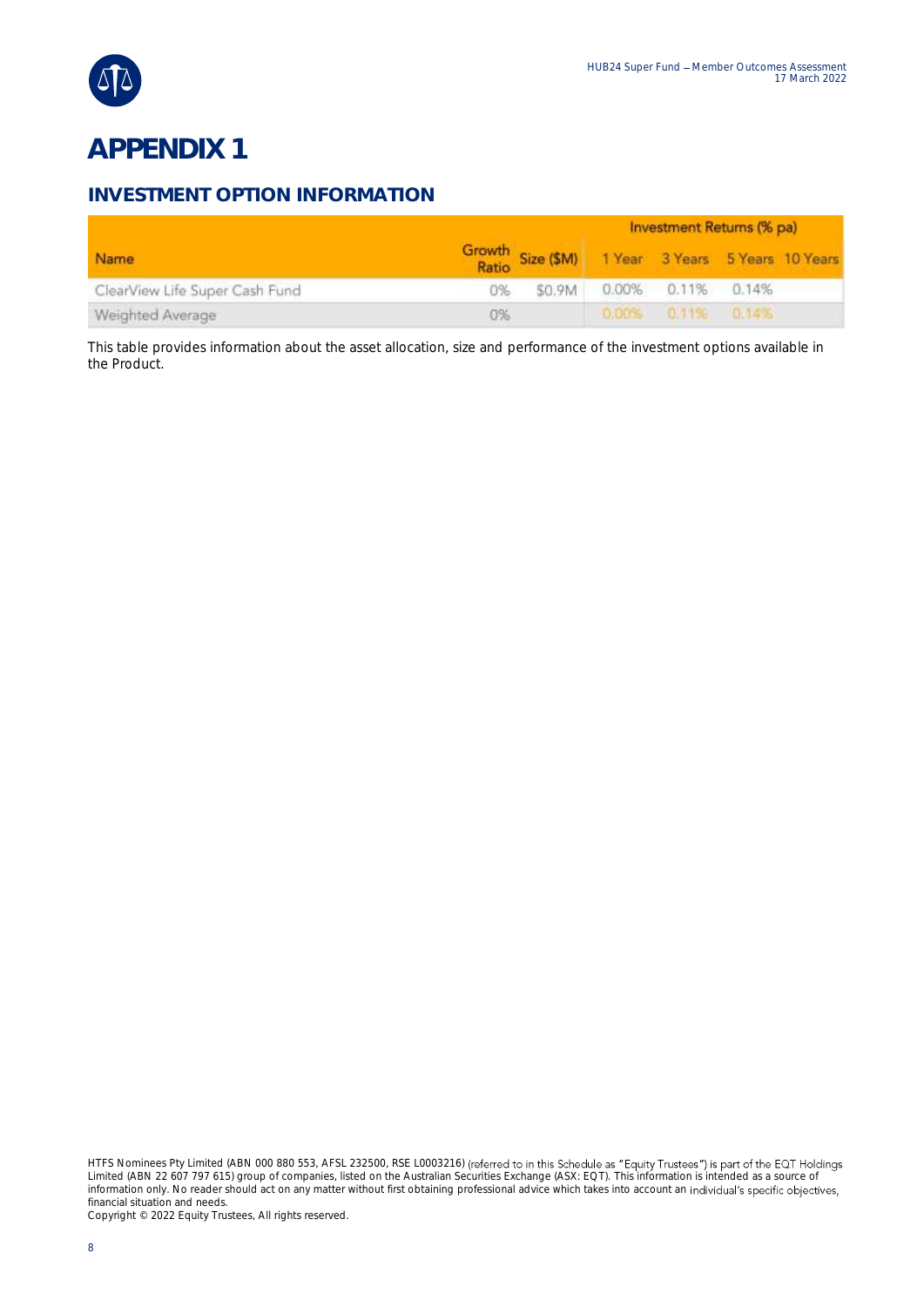# APPENDIX 1

## INVESTMENT OPTION INFORMATION

| | | | Investment Returns (% pa) | | | |
|---|---|---|---|---|---|---|
| Name | Growth Ratio | Size ($M) | 1 Year | 3 Years | 5 Years | 10 Years |
| ClearView Life Super Cash Fund | 0% | $0.9M | 0.00% | 0.11% | 0.14% | |
| Weighted Average | 0% | | 0.00% | 0.11% | 0.14% | |

This table provides information about the asset allocation, size and performance of the investment options available in the Product.

HTFS Nominees Pty Limited (ABN 000 880 553, AFSL 232500, RSE L0003216) (referred to in this Schedule as "Equity Trustees") is part of the EQT Holdings Limited (ABN 22 607 797 615) group of companies, listed on the Australian Securities Exchange (ASX: EQT). This information is intended as a source of information only. No reader should act on any matter without first obtaining professional advice which takes into account an individual's specific objectives, financial situation and needs.

Copyright © 2022 Equity Trustees, All rights reserved.